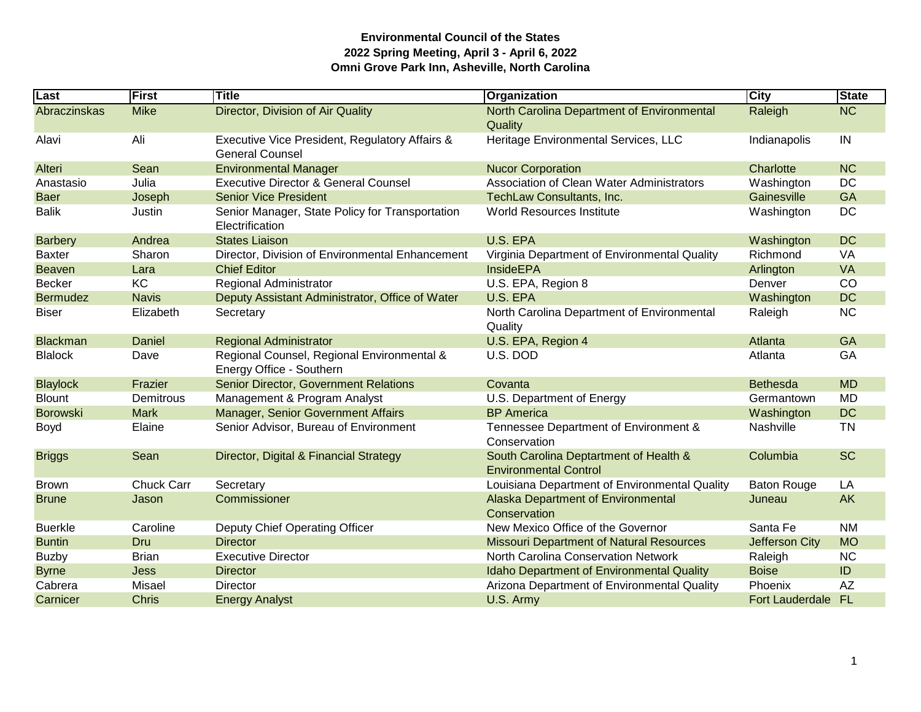**Environmental Council of the States**
**2022 Spring Meeting, April 3 - April 6, 2022**
**Omni Grove Park Inn, Asheville, North Carolina**

| Last | First | Title | Organization | City | State |
|---|---|---|---|---|---|
| Abraczinskas | Mike | Director, Division of Air Quality | North Carolina Department of Environmental Quality | Raleigh | NC |
| Alavi | Ali | Executive Vice President, Regulatory Affairs & General Counsel | Heritage Environmental Services, LLC | Indianapolis | IN |
| Alteri | Sean | Environmental Manager | Nucor Corporation | Charlotte | NC |
| Anastasio | Julia | Executive Director & General Counsel | Association of Clean Water Administrators | Washington | DC |
| Baer | Joseph | Senior Vice President | TechLaw Consultants, Inc. | Gainesville | GA |
| Balik | Justin | Senior Manager, State Policy for Transportation Electrification | World Resources Institute | Washington | DC |
| Barbery | Andrea | States Liaison | U.S. EPA | Washington | DC |
| Baxter | Sharon | Director, Division of Environmental Enhancement | Virginia Department of Environmental Quality | Richmond | VA |
| Beaven | Lara | Chief Editor | InsideEPA | Arlington | VA |
| Becker | KC | Regional Administrator | U.S. EPA, Region 8 | Denver | CO |
| Bermudez | Navis | Deputy Assistant Administrator, Office of Water | U.S. EPA | Washington | DC |
| Biser | Elizabeth | Secretary | North Carolina Department of Environmental Quality | Raleigh | NC |
| Blackman | Daniel | Regional Administrator | U.S. EPA, Region 4 | Atlanta | GA |
| Blalock | Dave | Regional Counsel, Regional Environmental & Energy Office - Southern | U.S. DOD | Atlanta | GA |
| Blaylock | Frazier | Senior Director, Government Relations | Covanta | Bethesda | MD |
| Blount | Demitrous | Management & Program Analyst | U.S. Department of Energy | Germantown | MD |
| Borowski | Mark | Manager, Senior Government Affairs | BP America | Washington | DC |
| Boyd | Elaine | Senior Advisor, Bureau of Environment | Tennessee Department of Environment & Conservation | Nashville | TN |
| Briggs | Sean | Director, Digital & Financial Strategy | South Carolina Deptartment of Health & Environmental Control | Columbia | SC |
| Brown | Chuck Carr | Secretary | Louisiana Department of Environmental Quality | Baton Rouge | LA |
| Brune | Jason | Commissioner | Alaska Department of Environmental Conservation | Juneau | AK |
| Buerkle | Caroline | Deputy Chief Operating Officer | New Mexico Office of the Governor | Santa Fe | NM |
| Buntin | Dru | Director | Missouri Department of Natural Resources | Jefferson City | MO |
| Buzby | Brian | Executive Director | North Carolina Conservation Network | Raleigh | NC |
| Byrne | Jess | Director | Idaho Department of Environmental Quality | Boise | ID |
| Cabrera | Misael | Director | Arizona Department of Environmental Quality | Phoenix | AZ |
| Carnicer | Chris | Energy Analyst | U.S. Army | Fort Lauderdale | FL |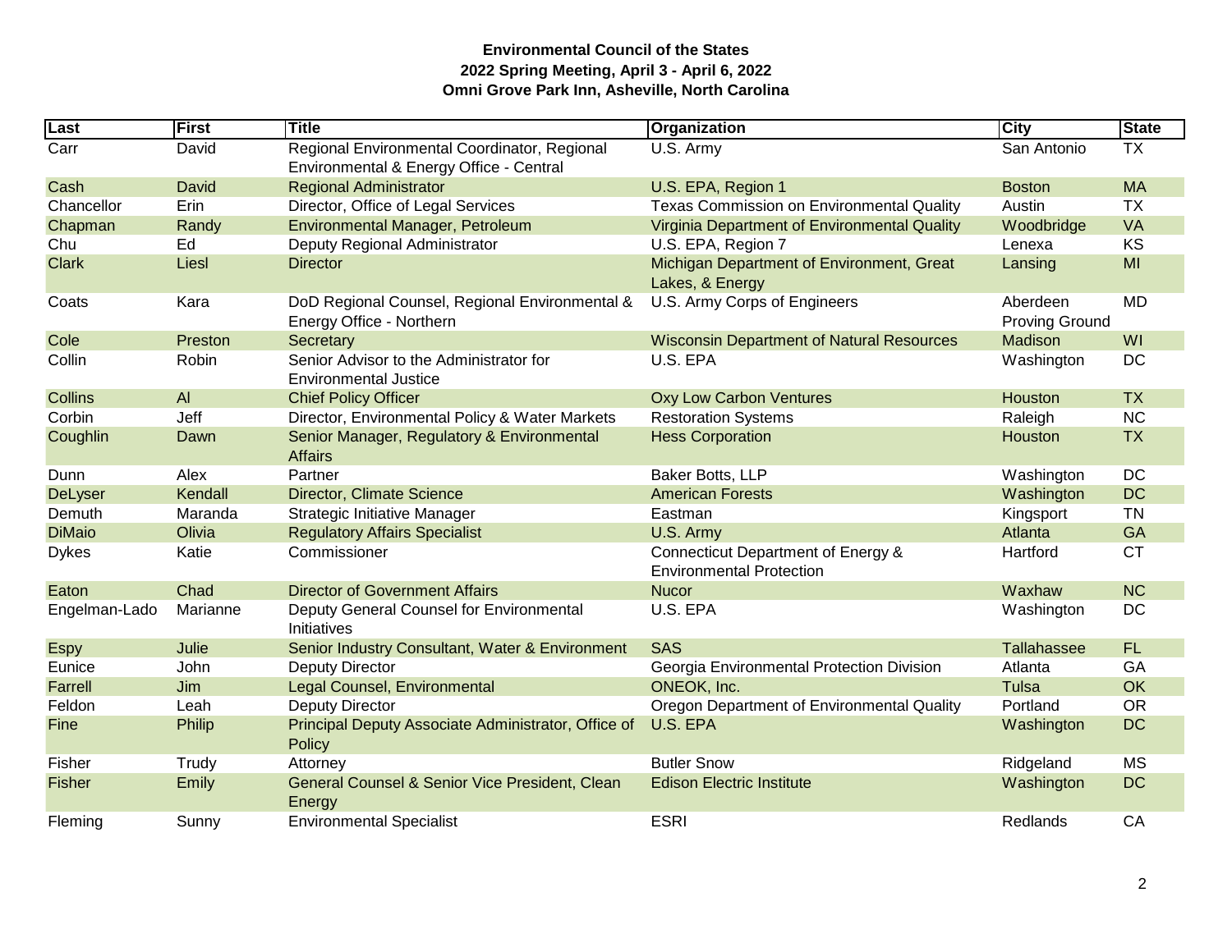**Environmental Council of the States**
**2022 Spring Meeting, April 3 - April 6, 2022**
**Omni Grove Park Inn, Asheville, North Carolina**

| Last | First | Title | Organization | City | State |
|---|---|---|---|---|---|
| Carr | David | Regional Environmental Coordinator, Regional Environmental & Energy Office - Central | U.S. Army | San Antonio | TX |
| Cash | David | Regional Administrator | U.S. EPA, Region 1 | Boston | MA |
| Chancellor | Erin | Director, Office of Legal Services | Texas Commission on Environmental Quality | Austin | TX |
| Chapman | Randy | Environmental Manager, Petroleum | Virginia Department of Environmental Quality | Woodbridge | VA |
| Chu | Ed | Deputy Regional Administrator | U.S. EPA, Region 7 | Lenexa | KS |
| Clark | Liesl | Director | Michigan Department of Environment, Great Lakes, & Energy | Lansing | MI |
| Coats | Kara | DoD Regional Counsel, Regional Environmental & Energy Office - Northern | U.S. Army Corps of Engineers | Aberdeen Proving Ground | MD |
| Cole | Preston | Secretary | Wisconsin Department of Natural Resources | Madison | WI |
| Collin | Robin | Senior Advisor to the Administrator for Environmental Justice | U.S. EPA | Washington | DC |
| Collins | Al | Chief Policy Officer | Oxy Low Carbon Ventures | Houston | TX |
| Corbin | Jeff | Director, Environmental Policy & Water Markets | Restoration Systems | Raleigh | NC |
| Coughlin | Dawn | Senior Manager, Regulatory & Environmental Affairs | Hess Corporation | Houston | TX |
| Dunn | Alex | Partner | Baker Botts, LLP | Washington | DC |
| DeLyser | Kendall | Director, Climate Science | American Forests | Washington | DC |
| Demuth | Maranda | Strategic Initiative Manager | Eastman | Kingsport | TN |
| DiMaio | Olivia | Regulatory Affairs Specialist | U.S. Army | Atlanta | GA |
| Dykes | Katie | Commissioner | Connecticut Department of Energy & Environmental Protection | Hartford | CT |
| Eaton | Chad | Director of Government Affairs | Nucor | Waxhaw | NC |
| Engelman-Lado | Marianne | Deputy General Counsel for Environmental Initiatives | U.S. EPA | Washington | DC |
| Espy | Julie | Senior Industry Consultant, Water & Environment | SAS | Tallahassee | FL |
| Eunice | John | Deputy Director | Georgia Environmental Protection Division | Atlanta | GA |
| Farrell | Jim | Legal Counsel, Environmental | ONEOK, Inc. | Tulsa | OK |
| Feldon | Leah | Deputy Director | Oregon Department of Environmental Quality | Portland | OR |
| Fine | Philip | Principal Deputy Associate Administrator, Office of Policy | U.S. EPA | Washington | DC |
| Fisher | Trudy | Attorney | Butler Snow | Ridgeland | MS |
| Fisher | Emily | General Counsel & Senior Vice President, Clean Energy | Edison Electric Institute | Washington | DC |
| Fleming | Sunny | Environmental Specialist | ESRI | Redlands | CA |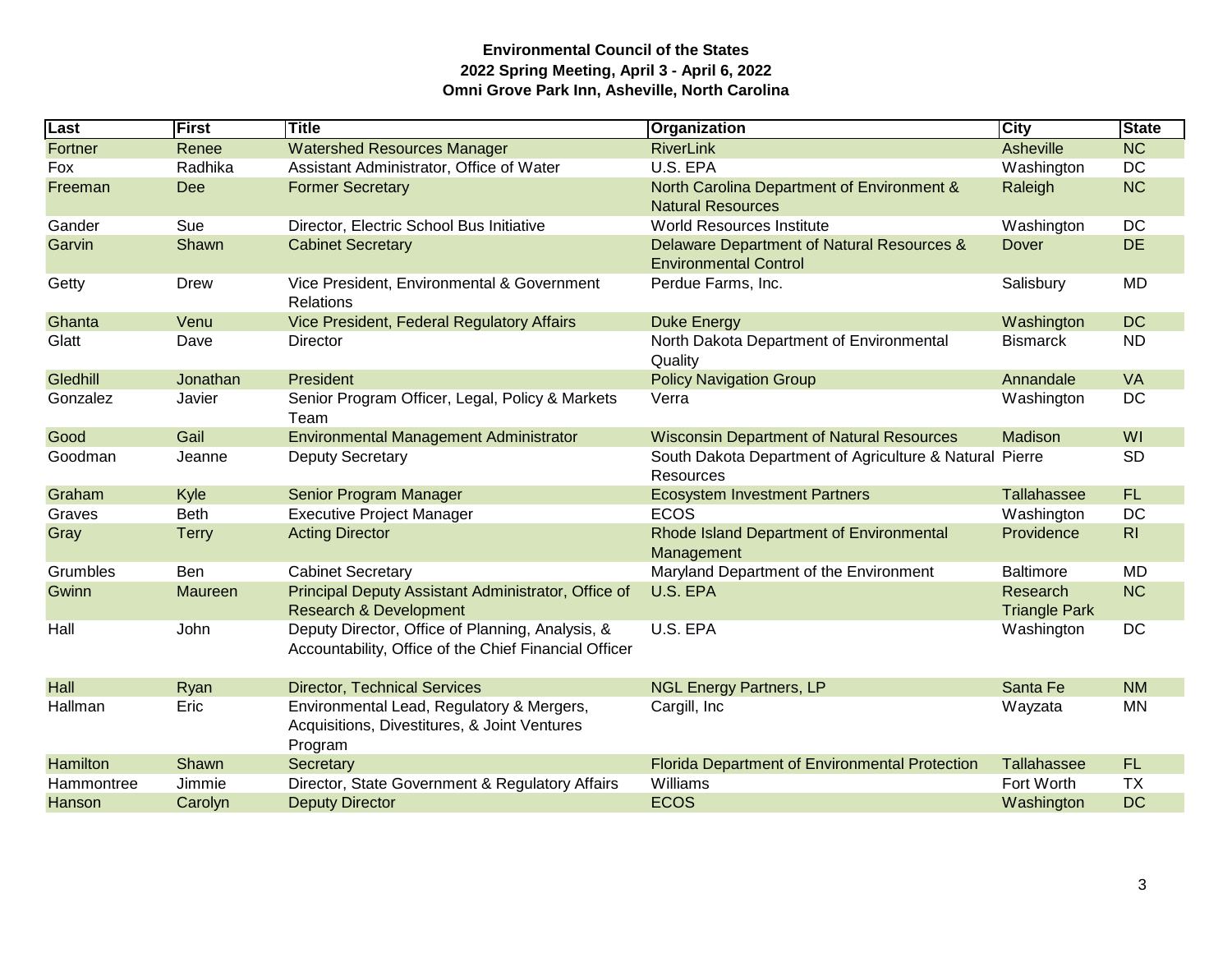**Environmental Council of the States**
**2022 Spring Meeting, April 3 - April 6, 2022**
**Omni Grove Park Inn, Asheville, North Carolina**

| Last | First | Title | Organization | City | State |
|---|---|---|---|---|---|
| Fortner | Renee | Watershed Resources Manager | RiverLink | Asheville | NC |
| Fox | Radhika | Assistant Administrator, Office of Water | U.S. EPA | Washington | DC |
| Freeman | Dee | Former Secretary | North Carolina Department of Environment & Natural Resources | Raleigh | NC |
| Gander | Sue | Director, Electric School Bus Initiative | World Resources Institute | Washington | DC |
| Garvin | Shawn | Cabinet Secretary | Delaware Department of Natural Resources & Environmental Control | Dover | DE |
| Getty | Drew | Vice President, Environmental & Government Relations | Perdue Farms, Inc. | Salisbury | MD |
| Ghanta | Venu | Vice President, Federal Regulatory Affairs | Duke Energy | Washington | DC |
| Glatt | Dave | Director | North Dakota Department of Environmental Quality | Bismarck | ND |
| Gledhill | Jonathan | President | Policy Navigation Group | Annandale | VA |
| Gonzalez | Javier | Senior Program Officer, Legal, Policy & Markets Team | Verra | Washington | DC |
| Good | Gail | Environmental Management Administrator | Wisconsin Department of Natural Resources | Madison | WI |
| Goodman | Jeanne | Deputy Secretary | South Dakota Department of Agriculture & Natural Resources | Pierre | SD |
| Graham | Kyle | Senior Program Manager | Ecosystem Investment Partners | Tallahassee | FL |
| Graves | Beth | Executive Project Manager | ECOS | Washington | DC |
| Gray | Terry | Acting Director | Rhode Island Department of Environmental Management | Providence | RI |
| Grumbles | Ben | Cabinet Secretary | Maryland Department of the Environment | Baltimore | MD |
| Gwinn | Maureen | Principal Deputy Assistant Administrator, Office of Research & Development | U.S. EPA | Research Triangle Park | NC |
| Hall | John | Deputy Director, Office of Planning, Analysis, & Accountability, Office of the Chief Financial Officer | U.S. EPA | Washington | DC |
| Hall | Ryan | Director, Technical Services | NGL Energy Partners, LP | Santa Fe | NM |
| Hallman | Eric | Environmental Lead, Regulatory & Mergers, Acquisitions, Divestitures, & Joint Ventures Program | Cargill, Inc | Wayzata | MN |
| Hamilton | Shawn | Secretary | Florida Department of Environmental Protection | Tallahassee | FL |
| Hammontree | Jimmie | Director, State Government & Regulatory Affairs | Williams | Fort Worth | TX |
| Hanson | Carolyn | Deputy Director | ECOS | Washington | DC |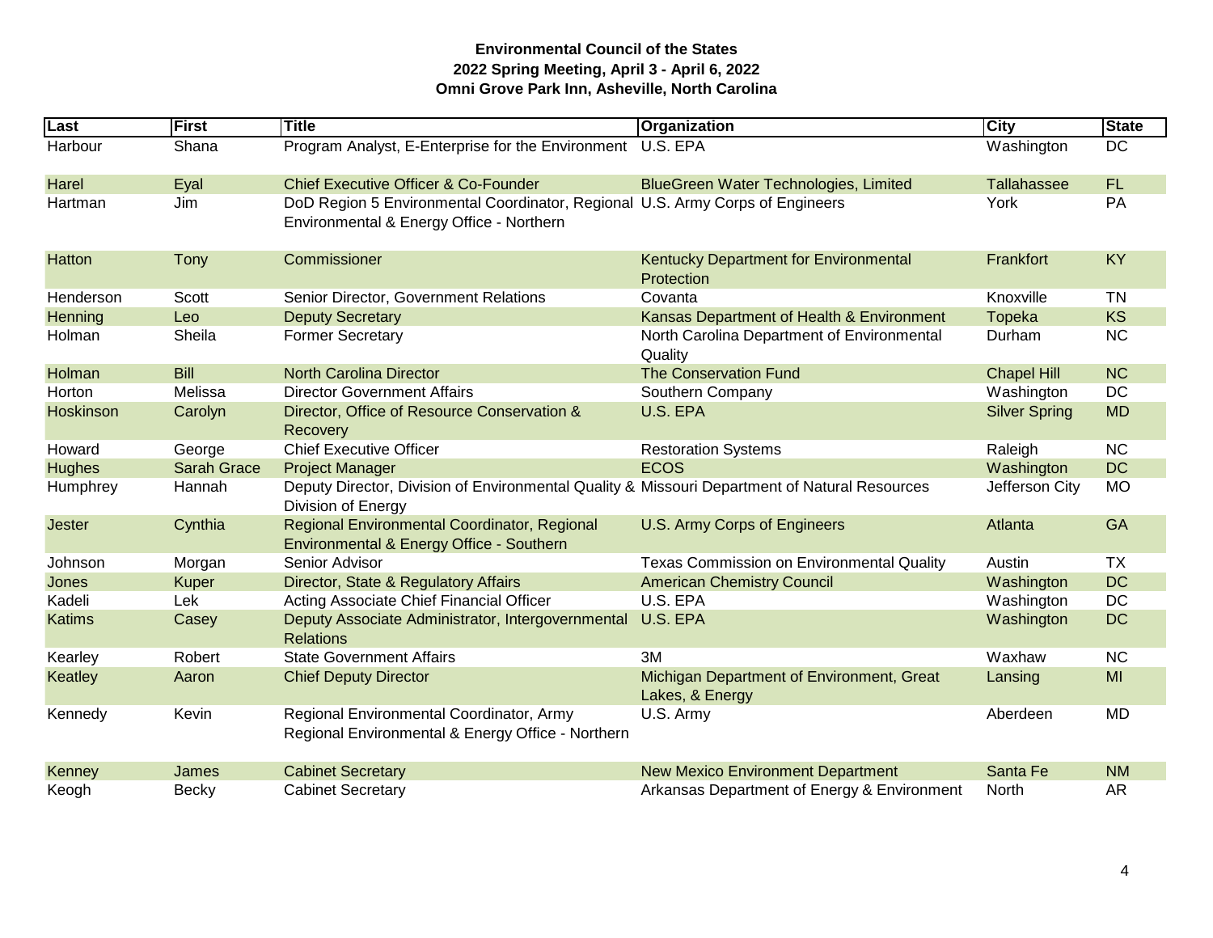**Environmental Council of the States**
**2022 Spring Meeting, April 3 - April 6, 2022**
**Omni Grove Park Inn, Asheville, North Carolina**

| Last | First | Title | Organization | City | State |
|---|---|---|---|---|---|
| Harbour | Shana | Program Analyst, E-Enterprise for the Environment | U.S. EPA | Washington | DC |
| Harel | Eyal | Chief Executive Officer & Co-Founder | BlueGreen Water Technologies, Limited | Tallahassee | FL |
| Hartman | Jim | DoD Region 5 Environmental Coordinator, Regional Environmental & Energy Office - Northern | U.S. Army Corps of Engineers | York | PA |
| Hatton | Tony | Commissioner | Kentucky Department for Environmental Protection | Frankfort | KY |
| Henderson | Scott | Senior Director, Government Relations | Covanta | Knoxville | TN |
| Henning | Leo | Deputy Secretary | Kansas Department of Health & Environment | Topeka | KS |
| Holman | Sheila | Former Secretary | North Carolina Department of Environmental Quality | Durham | NC |
| Holman | Bill | North Carolina Director | The Conservation Fund | Chapel Hill | NC |
| Horton | Melissa | Director Government Affairs | Southern Company | Washington | DC |
| Hoskinson | Carolyn | Director, Office of Resource Conservation & Recovery | U.S. EPA | Silver Spring | MD |
| Howard | George | Chief Executive Officer | Restoration Systems | Raleigh | NC |
| Hughes | Sarah Grace | Project Manager | ECOS | Washington | DC |
| Humphrey | Hannah | Deputy Director, Division of Environmental Quality & Division of Energy | Missouri Department of Natural Resources | Jefferson City | MO |
| Jester | Cynthia | Regional Environmental Coordinator, Regional Environmental & Energy Office - Southern | U.S. Army Corps of Engineers | Atlanta | GA |
| Johnson | Morgan | Senior Advisor | Texas Commission on Environmental Quality | Austin | TX |
| Jones | Kuper | Director, State & Regulatory Affairs | American Chemistry Council | Washington | DC |
| Kadeli | Lek | Acting Associate Chief Financial Officer | U.S. EPA | Washington | DC |
| Katims | Casey | Deputy Associate Administrator, Intergovernmental Relations | U.S. EPA | Washington | DC |
| Kearley | Robert | State Government Affairs | 3M | Waxhaw | NC |
| Keatley | Aaron | Chief Deputy Director | Michigan Department of Environment, Great Lakes, & Energy | Lansing | MI |
| Kennedy | Kevin | Regional Environmental Coordinator, Army Regional Environmental & Energy Office - Northern | U.S. Army | Aberdeen | MD |
| Kenney | James | Cabinet Secretary | New Mexico Environment Department | Santa Fe | NM |
| Keogh | Becky | Cabinet Secretary | Arkansas Department of Energy & Environment | North | AR |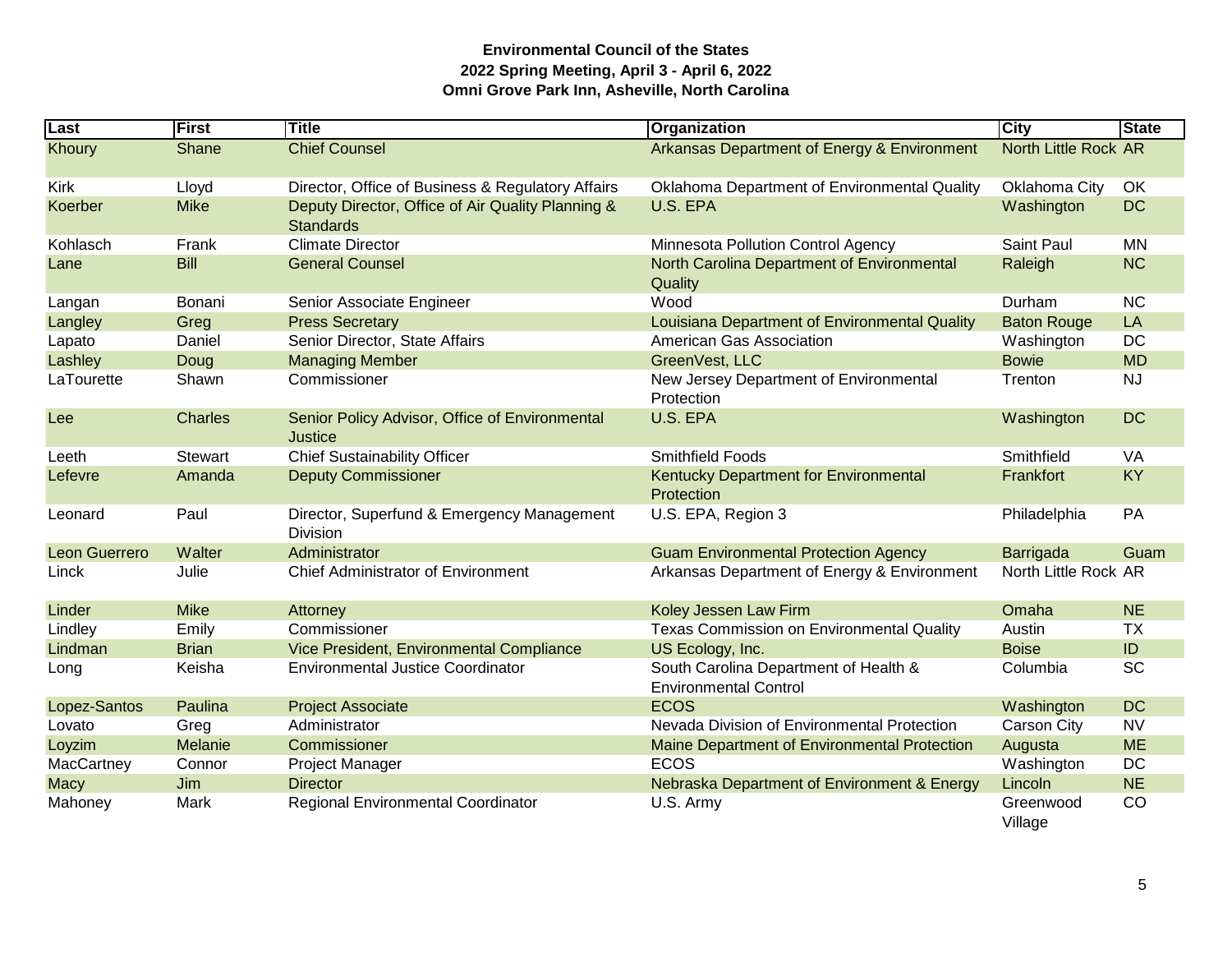**Environmental Council of the States**
**2022 Spring Meeting, April 3 - April 6, 2022**
**Omni Grove Park Inn, Asheville, North Carolina**

| Last | First | Title | Organization | City | State |
|---|---|---|---|---|---|
| Khoury | Shane | Chief Counsel | Arkansas Department of Energy & Environment | North Little Rock | AR |
| Kirk | Lloyd | Director, Office of Business & Regulatory Affairs | Oklahoma Department of Environmental Quality | Oklahoma City | OK |
| Koerber | Mike | Deputy Director, Office of Air Quality Planning & Standards | U.S. EPA | Washington | DC |
| Kohlasch | Frank | Climate Director | Minnesota Pollution Control Agency | Saint Paul | MN |
| Lane | Bill | General Counsel | North Carolina Department of Environmental Quality | Raleigh | NC |
| Langan | Bonani | Senior Associate Engineer | Wood | Durham | NC |
| Langley | Greg | Press Secretary | Louisiana Department of Environmental Quality | Baton Rouge | LA |
| Lapato | Daniel | Senior Director, State Affairs | American Gas Association | Washington | DC |
| Lashley | Doug | Managing Member | GreenVest, LLC | Bowie | MD |
| LaTourette | Shawn | Commissioner | New Jersey Department of Environmental Protection | Trenton | NJ |
| Lee | Charles | Senior Policy Advisor, Office of Environmental Justice | U.S. EPA | Washington | DC |
| Leeth | Stewart | Chief Sustainability Officer | Smithfield Foods | Smithfield | VA |
| Lefevre | Amanda | Deputy Commissioner | Kentucky Department for Environmental Protection | Frankfort | KY |
| Leonard | Paul | Director, Superfund & Emergency Management Division | U.S. EPA, Region 3 | Philadelphia | PA |
| Leon Guerrero | Walter | Administrator | Guam Environmental Protection Agency | Barrigada | Guam |
| Linck | Julie | Chief Administrator of Environment | Arkansas Department of Energy & Environment | North Little Rock | AR |
| Linder | Mike | Attorney | Koley Jessen Law Firm | Omaha | NE |
| Lindley | Emily | Commissioner | Texas Commission on Environmental Quality | Austin | TX |
| Lindman | Brian | Vice President, Environmental Compliance | US Ecology, Inc. | Boise | ID |
| Long | Keisha | Environmental Justice Coordinator | South Carolina Department of Health & Environmental Control | Columbia | SC |
| Lopez-Santos | Paulina | Project Associate | ECOS | Washington | DC |
| Lovato | Greg | Administrator | Nevada Division of Environmental Protection | Carson City | NV |
| Loyzim | Melanie | Commissioner | Maine Department of Environmental Protection | Augusta | ME |
| MacCartney | Connor | Project Manager | ECOS | Washington | DC |
| Macy | Jim | Director | Nebraska Department of Environment & Energy | Lincoln | NE |
| Mahoney | Mark | Regional Environmental Coordinator | U.S. Army | Greenwood Village | CO |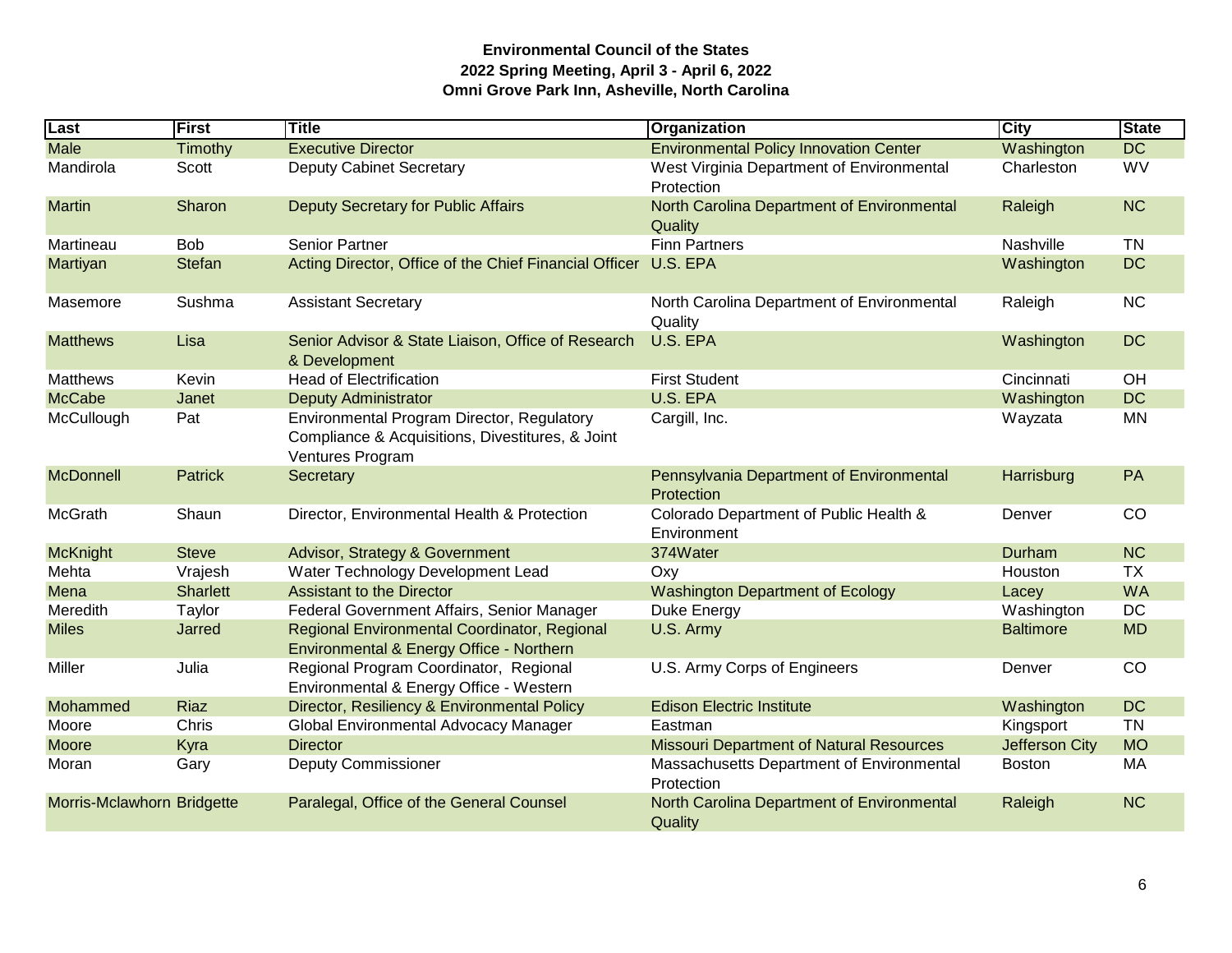**Environmental Council of the States**
**2022 Spring Meeting, April 3 - April 6, 2022**
**Omni Grove Park Inn, Asheville, North Carolina**

| Last | First | Title | Organization | City | State |
|---|---|---|---|---|---|
| Male | Timothy | Executive Director | Environmental Policy Innovation Center | Washington | DC |
| Mandirola | Scott | Deputy Cabinet Secretary | West Virginia Department of Environmental Protection | Charleston | WV |
| Martin | Sharon | Deputy Secretary for Public Affairs | North Carolina Department of Environmental Quality | Raleigh | NC |
| Martineau | Bob | Senior Partner | Finn Partners | Nashville | TN |
| Martiyan | Stefan | Acting Director, Office of the Chief Financial Officer | U.S. EPA | Washington | DC |
| Masemore | Sushma | Assistant Secretary | North Carolina Department of Environmental Quality | Raleigh | NC |
| Matthews | Lisa | Senior Advisor & State Liaison, Office of Research & Development | U.S. EPA | Washington | DC |
| Matthews | Kevin | Head of Electrification | First Student | Cincinnati | OH |
| McCabe | Janet | Deputy Administrator | U.S. EPA | Washington | DC |
| McCullough | Pat | Environmental Program Director, Regulatory Compliance & Acquisitions, Divestitures, & Joint Ventures Program | Cargill, Inc. | Wayzata | MN |
| McDonnell | Patrick | Secretary | Pennsylvania Department of Environmental Protection | Harrisburg | PA |
| McGrath | Shaun | Director, Environmental Health & Protection | Colorado Department of Public Health & Environment | Denver | CO |
| McKnight | Steve | Advisor, Strategy & Government | 374Water | Durham | NC |
| Mehta | Vrajesh | Water Technology Development Lead | Oxy | Houston | TX |
| Mena | Sharlett | Assistant to the Director | Washington Department of Ecology | Lacey | WA |
| Meredith | Taylor | Federal Government Affairs, Senior Manager | Duke Energy | Washington | DC |
| Miles | Jarred | Regional Environmental Coordinator, Regional Environmental & Energy Office - Northern | U.S. Army | Baltimore | MD |
| Miller | Julia | Regional Program Coordinator, Regional Environmental & Energy Office - Western | U.S. Army Corps of Engineers | Denver | CO |
| Mohammed | Riaz | Director, Resiliency & Environmental Policy | Edison Electric Institute | Washington | DC |
| Moore | Chris | Global Environmental Advocacy Manager | Eastman | Kingsport | TN |
| Moore | Kyra | Director | Missouri Department of Natural Resources | Jefferson City | MO |
| Moran | Gary | Deputy Commissioner | Massachusetts Department of Environmental Protection | Boston | MA |
| Morris-Mclawhorn | Bridgette | Paralegal, Office of the General Counsel | North Carolina Department of Environmental Quality | Raleigh | NC |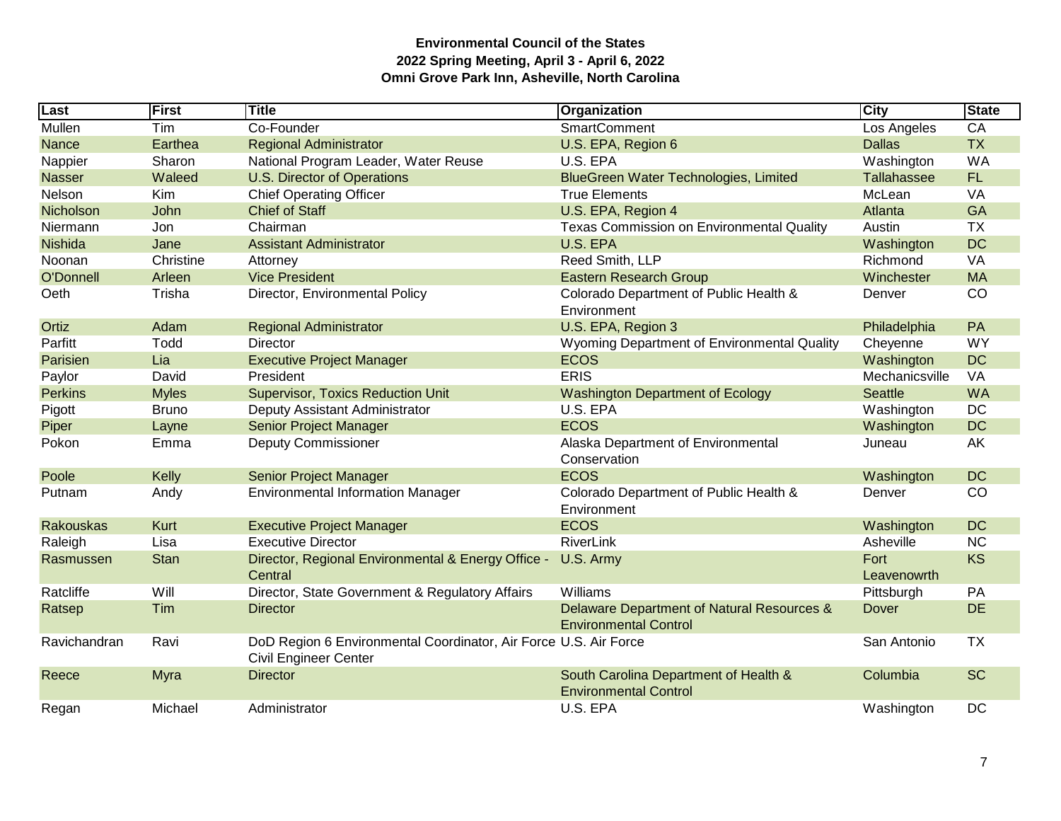**Environmental Council of the States**
**2022 Spring Meeting, April 3 - April 6, 2022**
**Omni Grove Park Inn, Asheville, North Carolina**

| Last | First | Title | Organization | City | State |
|---|---|---|---|---|---|
| Mullen | Tim | Co-Founder | SmartComment | Los Angeles | CA |
| Nance | Earthea | Regional Administrator | U.S. EPA, Region 6 | Dallas | TX |
| Nappier | Sharon | National Program Leader, Water Reuse | U.S. EPA | Washington | WA |
| Nasser | Waleed | U.S. Director of Operations | BlueGreen Water Technologies, Limited | Tallahassee | FL |
| Nelson | Kim | Chief Operating Officer | True Elements | McLean | VA |
| Nicholson | John | Chief of Staff | U.S. EPA, Region 4 | Atlanta | GA |
| Niermann | Jon | Chairman | Texas Commission on Environmental Quality | Austin | TX |
| Nishida | Jane | Assistant Administrator | U.S. EPA | Washington | DC |
| Noonan | Christine | Attorney | Reed Smith, LLP | Richmond | VA |
| O'Donnell | Arleen | Vice President | Eastern Research Group | Winchester | MA |
| Oeth | Trisha | Director, Environmental Policy | Colorado Department of Public Health & Environment | Denver | CO |
| Ortiz | Adam | Regional Administrator | U.S. EPA, Region 3 | Philadelphia | PA |
| Parfitt | Todd | Director | Wyoming Department of Environmental Quality | Cheyenne | WY |
| Parisien | Lia | Executive Project Manager | ECOS | Washington | DC |
| Paylor | David | President | ERIS | Mechanicsville | VA |
| Perkins | Myles | Supervisor, Toxics Reduction Unit | Washington Department of Ecology | Seattle | WA |
| Pigott | Bruno | Deputy Assistant Administrator | U.S. EPA | Washington | DC |
| Piper | Layne | Senior Project Manager | ECOS | Washington | DC |
| Pokon | Emma | Deputy Commissioner | Alaska Department of Environmental Conservation | Juneau | AK |
| Poole | Kelly | Senior Project Manager | ECOS | Washington | DC |
| Putnam | Andy | Environmental Information Manager | Colorado Department of Public Health & Environment | Denver | CO |
| Rakouskas | Kurt | Executive Project Manager | ECOS | Washington | DC |
| Raleigh | Lisa | Executive Director | RiverLink | Asheville | NC |
| Rasmussen | Stan | Director, Regional Environmental & Energy Office - Central | U.S. Army | Fort Leavenowrth | KS |
| Ratcliffe | Will | Director, State Government & Regulatory Affairs | Williams | Pittsburgh | PA |
| Ratsep | Tim | Director | Delaware Department of Natural Resources & Environmental Control | Dover | DE |
| Ravichandran | Ravi | DoD Region 6 Environmental Coordinator, Air Force Civil Engineer Center | U.S. Air Force | San Antonio | TX |
| Reece | Myra | Director | South Carolina Department of Health & Environmental Control | Columbia | SC |
| Regan | Michael | Administrator | U.S. EPA | Washington | DC |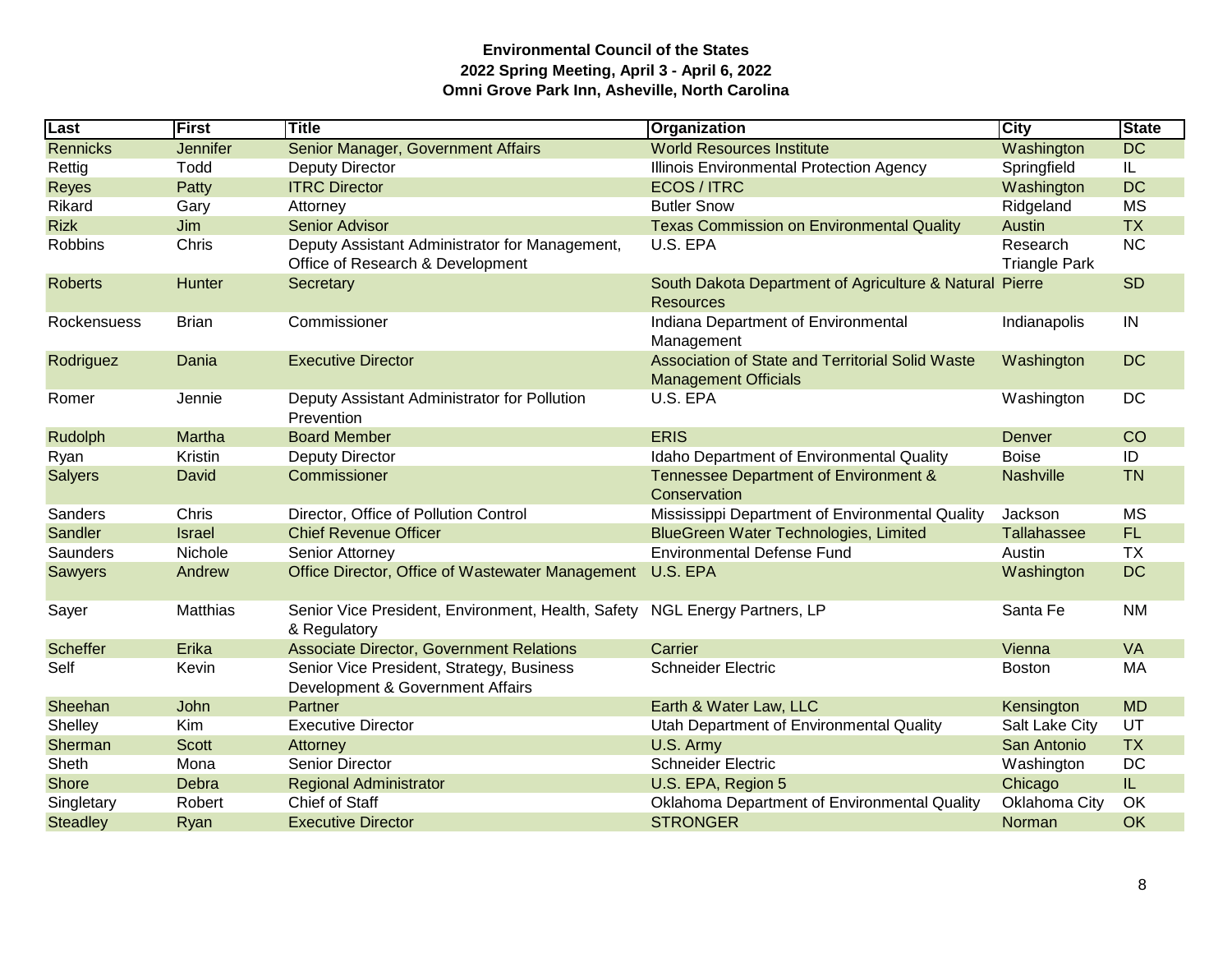**Environmental Council of the States**
**2022 Spring Meeting, April 3 - April 6, 2022**
**Omni Grove Park Inn, Asheville, North Carolina**

| Last | First | Title | Organization | City | State |
|---|---|---|---|---|---|
| Rennicks | Jennifer | Senior Manager, Government Affairs | World Resources Institute | Washington | DC |
| Rettig | Todd | Deputy Director | Illinois Environmental Protection Agency | Springfield | IL |
| Reyes | Patty | ITRC Director | ECOS / ITRC | Washington | DC |
| Rikard | Gary | Attorney | Butler Snow | Ridgeland | MS |
| Rizk | Jim | Senior Advisor | Texas Commission on Environmental Quality | Austin | TX |
| Robbins | Chris | Deputy Assistant Administrator for Management, Office of Research & Development | U.S. EPA | Research Triangle Park | NC |
| Roberts | Hunter | Secretary | South Dakota Department of Agriculture & Natural Resources | Pierre | SD |
| Rockensuess | Brian | Commissioner | Indiana Department of Environmental Management | Indianapolis | IN |
| Rodriguez | Dania | Executive Director | Association of State and Territorial Solid Waste Management Officials | Washington | DC |
| Romer | Jennie | Deputy Assistant Administrator for Pollution Prevention | U.S. EPA | Washington | DC |
| Rudolph | Martha | Board Member | ERIS | Denver | CO |
| Ryan | Kristin | Deputy Director | Idaho Department of Environmental Quality | Boise | ID |
| Salyers | David | Commissioner | Tennessee Department of Environment & Conservation | Nashville | TN |
| Sanders | Chris | Director, Office of Pollution Control | Mississippi Department of Environmental Quality | Jackson | MS |
| Sandler | Israel | Chief Revenue Officer | BlueGreen Water Technologies, Limited | Tallahassee | FL |
| Saunders | Nichole | Senior Attorney | Environmental Defense Fund | Austin | TX |
| Sawyers | Andrew | Office Director, Office of Wastewater Management | U.S. EPA | Washington | DC |
| Sayer | Matthias | Senior Vice President, Environment, Health, Safety & Regulatory | NGL Energy Partners, LP | Santa Fe | NM |
| Scheffer | Erika | Associate Director, Government Relations | Carrier | Vienna | VA |
| Self | Kevin | Senior Vice President, Strategy, Business Development & Government Affairs | Schneider Electric | Boston | MA |
| Sheehan | John | Partner | Earth & Water Law, LLC | Kensington | MD |
| Shelley | Kim | Executive Director | Utah Department of Environmental Quality | Salt Lake City | UT |
| Sherman | Scott | Attorney | U.S. Army | San Antonio | TX |
| Sheth | Mona | Senior Director | Schneider Electric | Washington | DC |
| Shore | Debra | Regional Administrator | U.S. EPA, Region 5 | Chicago | IL |
| Singletary | Robert | Chief of Staff | Oklahoma Department of Environmental Quality | Oklahoma City | OK |
| Steadley | Ryan | Executive Director | STRONGER | Norman | OK |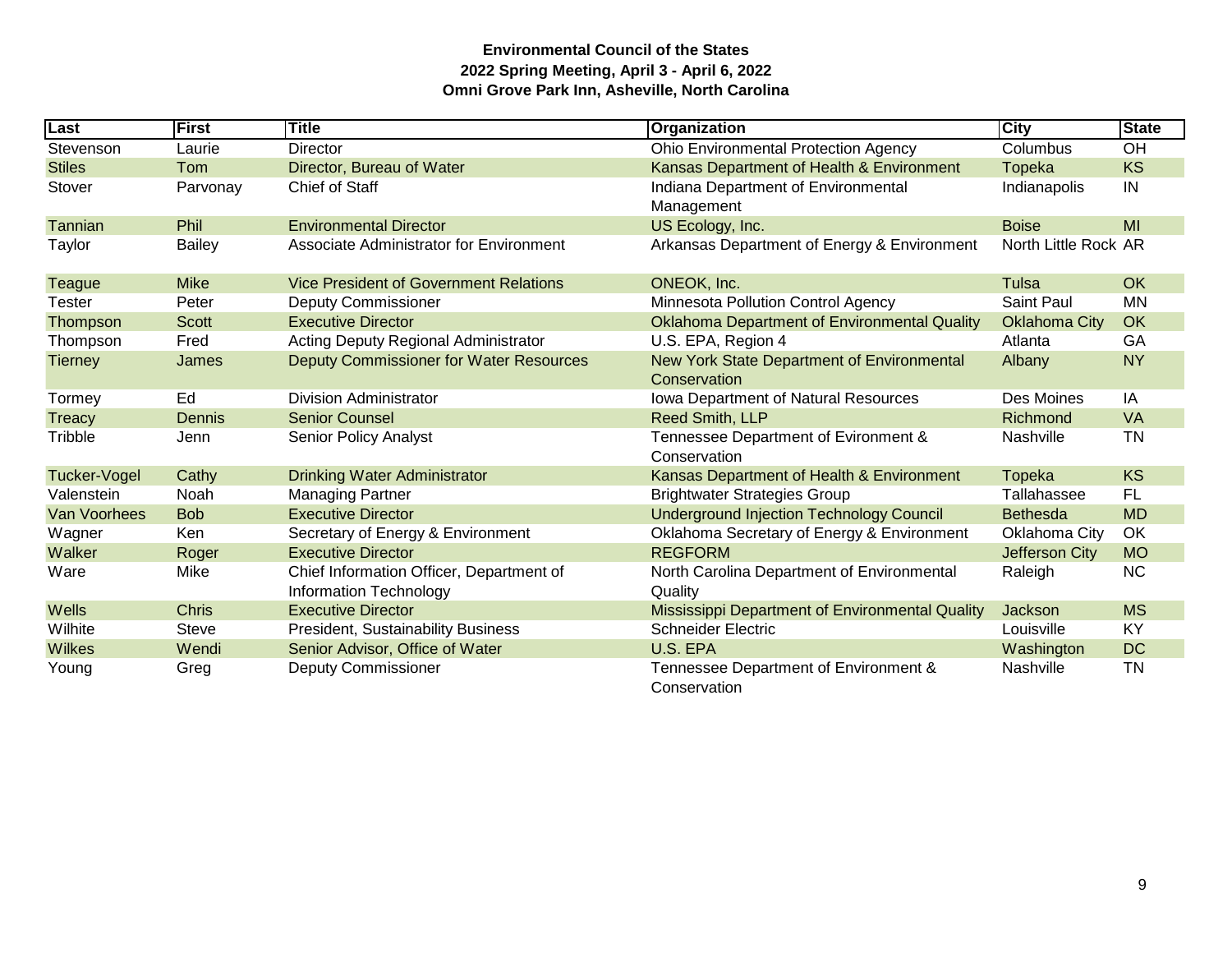**Environmental Council of the States**
**2022 Spring Meeting, April 3 - April 6, 2022**
**Omni Grove Park Inn, Asheville, North Carolina**

| Last | First | Title | Organization | City | State |
|---|---|---|---|---|---|
| Stevenson | Laurie | Director | Ohio Environmental Protection Agency | Columbus | OH |
| Stiles | Tom | Director, Bureau of Water | Kansas Department of Health & Environment | Topeka | KS |
| Stover | Parvonay | Chief of Staff | Indiana Department of Environmental Management | Indianapolis | IN |
| Tannian | Phil | Environmental Director | US Ecology, Inc. | Boise | MI |
| Taylor | Bailey | Associate Administrator for Environment | Arkansas Department of Energy & Environment | North Little Rock | AR |
| Teague | Mike | Vice President of Government Relations | ONEOK, Inc. | Tulsa | OK |
| Tester | Peter | Deputy Commissioner | Minnesota Pollution Control Agency | Saint Paul | MN |
| Thompson | Scott | Executive Director | Oklahoma Department of Environmental Quality | Oklahoma City | OK |
| Thompson | Fred | Acting Deputy Regional Administrator | U.S. EPA, Region 4 | Atlanta | GA |
| Tierney | James | Deputy Commissioner for Water Resources | New York State Department of Environmental Conservation | Albany | NY |
| Tormey | Ed | Division Administrator | Iowa Department of Natural Resources | Des Moines | IA |
| Treacy | Dennis | Senior Counsel | Reed Smith, LLP | Richmond | VA |
| Tribble | Jenn | Senior Policy Analyst | Tennessee Department of Evironment & Conservation | Nashville | TN |
| Tucker-Vogel | Cathy | Drinking Water Administrator | Kansas Department of Health & Environment | Topeka | KS |
| Valenstein | Noah | Managing Partner | Brightwater Strategies Group | Tallahassee | FL |
| Van Voorhees | Bob | Executive Director | Underground Injection Technology Council | Bethesda | MD |
| Wagner | Ken | Secretary of Energy & Environment | Oklahoma Secretary of Energy & Environment | Oklahoma City | OK |
| Walker | Roger | Executive Director | REGFORM | Jefferson City | MO |
| Ware | Mike | Chief Information Officer, Department of Information Technology | North Carolina Department of Environmental Quality | Raleigh | NC |
| Wells | Chris | Executive Director | Mississippi Department of Environmental Quality | Jackson | MS |
| Wilhite | Steve | President, Sustainability Business | Schneider Electric | Louisville | KY |
| Wilkes | Wendi | Senior Advisor, Office of Water | U.S. EPA | Washington | DC |
| Young | Greg | Deputy Commissioner | Tennessee Department of Environment & Conservation | Nashville | TN |